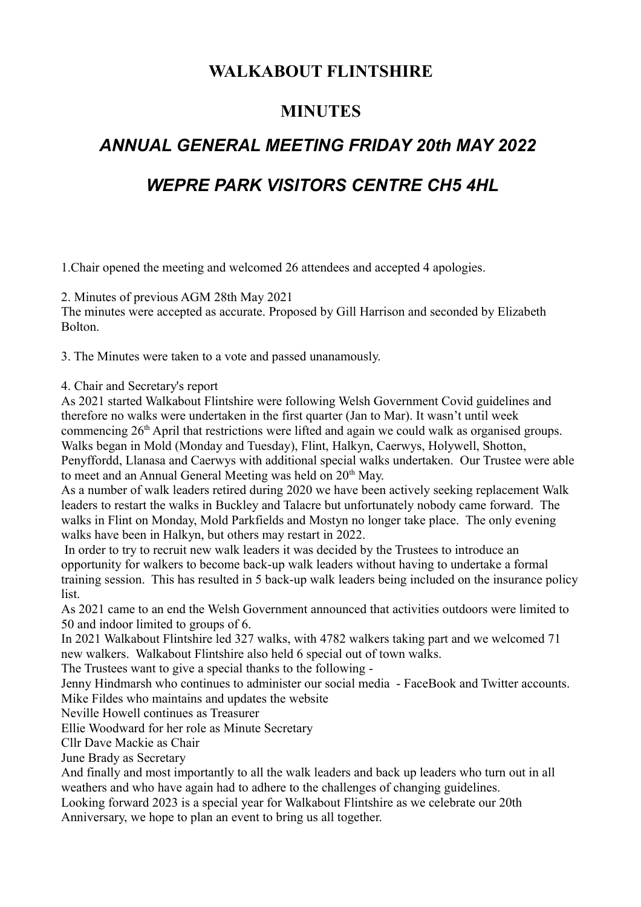# WALKABOUT FLINTSHIRE

# MINUTES

## *ANNUAL GENERAL MEETING FRIDAY 20th MAY 2022*

## *WEPRE PARK VISITORS CENTRE CH5 4HL*

1.Chair opened the meeting and welcomed 26 attendees and accepted 4 apologies.

2. Minutes of previous AGM 28th May 2021
The minutes were accepted as accurate. Proposed by Gill Harrison and seconded by Elizabeth Bolton.

3. The Minutes were taken to a vote and passed unanamously.

4. Chair and Secretary's report
As 2021 started Walkabout Flintshire were following Welsh Government Covid guidelines and therefore no walks were undertaken in the first quarter (Jan to Mar). It wasn't until week commencing 26th April that restrictions were lifted and again we could walk as organised groups. Walks began in Mold (Monday and Tuesday), Flint, Halkyn, Caerwys, Holywell, Shotton, Penyffordd, Llanasa and Caerwys with additional special walks undertaken. Our Trustee were able to meet and an Annual General Meeting was held on 20th May.
As a number of walk leaders retired during 2020 we have been actively seeking replacement Walk leaders to restart the walks in Buckley and Talacre but unfortunately nobody came forward. The walks in Flint on Monday, Mold Parkfields and Mostyn no longer take place. The only evening walks have been in Halkyn, but others may restart in 2022.
In order to try to recruit new walk leaders it was decided by the Trustees to introduce an opportunity for walkers to become back-up walk leaders without having to undertake a formal training session. This has resulted in 5 back-up walk leaders being included on the insurance policy list.
As 2021 came to an end the Welsh Government announced that activities outdoors were limited to 50 and indoor limited to groups of 6.
In 2021 Walkabout Flintshire led 327 walks, with 4782 walkers taking part and we welcomed 71 new walkers. Walkabout Flintshire also held 6 special out of town walks.
The Trustees want to give a special thanks to the following -
Jenny Hindmarsh who continues to administer our social media - FaceBook and Twitter accounts.
Mike Fildes who maintains and updates the website
Neville Howell continues as Treasurer
Ellie Woodward for her role as Minute Secretary
Cllr Dave Mackie as Chair
June Brady as Secretary
And finally and most importantly to all the walk leaders and back up leaders who turn out in all weathers and who have again had to adhere to the challenges of changing guidelines.
Looking forward 2023 is a special year for Walkabout Flintshire as we celebrate our 20th Anniversary, we hope to plan an event to bring us all together.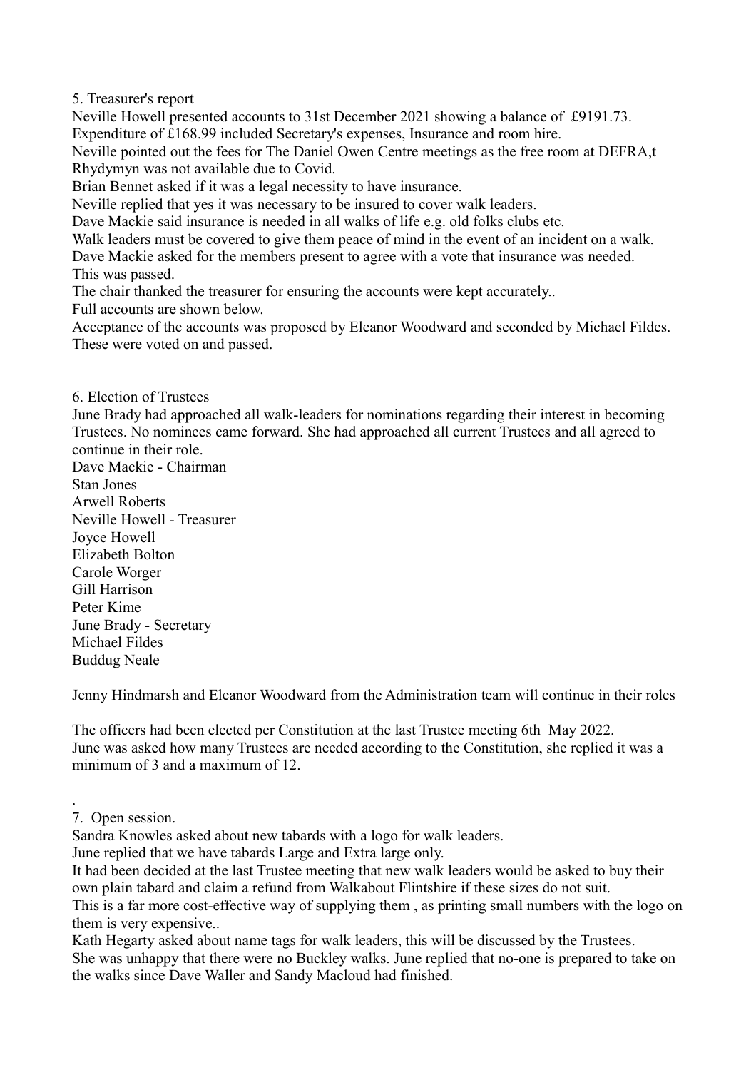5. Treasurer's report

Neville Howell presented accounts to 31st December 2021 showing a balance of £9191.73.
Expenditure of £168.99 included Secretary's expenses, Insurance and room hire.
Neville pointed out the fees for The Daniel Owen Centre meetings as the free room at DEFRA,t Rhydymyn was not available due to Covid.
Brian Bennet asked if it was a legal necessity to have insurance.
Neville replied that yes it was necessary to be insured to cover walk leaders.
Dave Mackie said insurance is needed in all walks of life e.g. old folks clubs etc.
Walk leaders must be covered to give them peace of mind in the event of an incident on a walk.
Dave Mackie asked for the members present to agree with a vote that insurance was needed.
This was passed.
The chair thanked the treasurer for ensuring the accounts were kept accurately..
Full accounts are shown below.
Acceptance of the accounts was proposed by Eleanor Woodward and seconded by Michael Fildes.
These were voted on and passed.

6. Election of Trustees

June Brady had approached all walk-leaders for nominations regarding their interest in becoming Trustees. No nominees came forward. She had approached all current Trustees and all agreed to continue in their role.
Dave Mackie - Chairman
Stan Jones
Arwell Roberts
Neville Howell - Treasurer
Joyce Howell
Elizabeth Bolton
Carole Worger
Gill Harrison
Peter Kime
June Brady - Secretary
Michael Fildes
Buddug Neale

Jenny Hindmarsh and Eleanor Woodward from the Administration team will continue in their roles

The officers had been elected per Constitution at the last Trustee meeting 6th May 2022.
June was asked how many Trustees are needed according to the Constitution, she replied it was a minimum of 3 and a maximum of 12.

.
7. Open session.

Sandra Knowles asked about new tabards with a logo for walk leaders.
June replied that we have tabards Large and Extra large only.
It had been decided at the last Trustee meeting that new walk leaders would be asked to buy their own plain tabard and claim a refund from Walkabout Flintshire if these sizes do not suit.
This is a far more cost-effective way of supplying them , as printing small numbers with the logo on them is very expensive..
Kath Hegarty asked about name tags for walk leaders, this will be discussed by the Trustees.
She was unhappy that there were no Buckley walks. June replied that no-one is prepared to take on the walks since Dave Waller and Sandy Macloud had finished.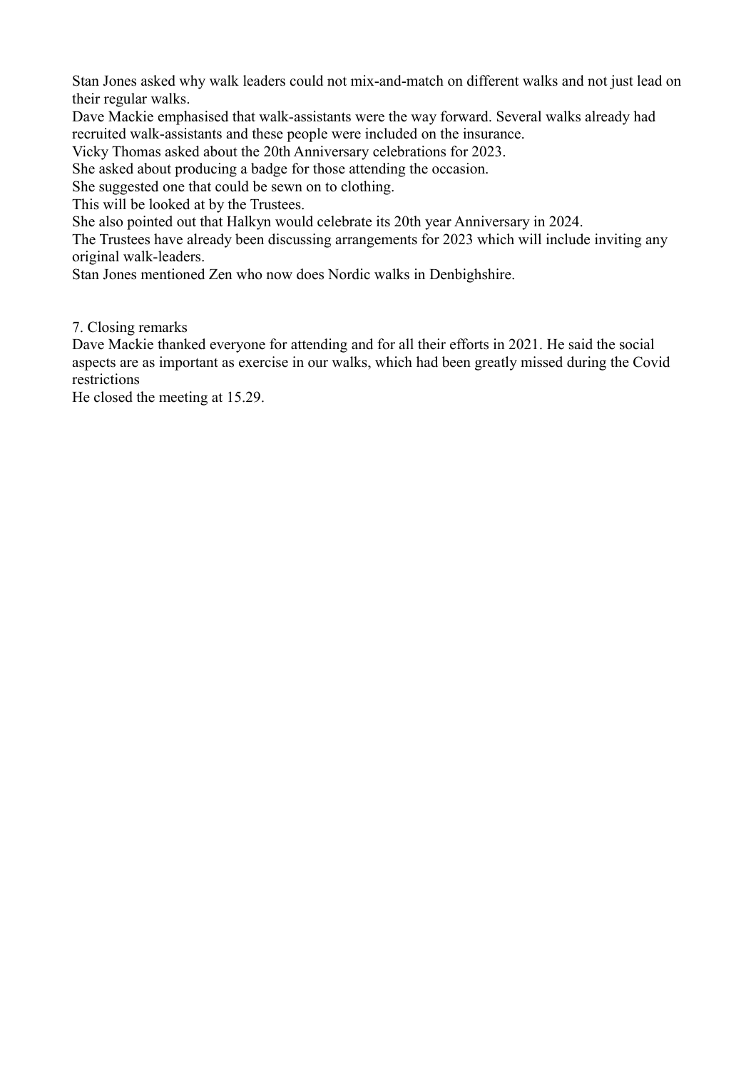Stan Jones asked why walk leaders could not mix-and-match on different walks and not just lead on their regular walks.

Dave Mackie emphasised that walk-assistants were the way forward. Several walks already had recruited walk-assistants and these people were included on the insurance.

Vicky Thomas asked about the 20th Anniversary celebrations for 2023.

She asked about producing a badge for those attending the occasion.

She suggested one that could be sewn on to clothing.

This will be looked at by the Trustees.

She also pointed out that Halkyn would celebrate its 20th year Anniversary in 2024.

The Trustees have already been discussing arrangements for 2023 which will include inviting any original walk-leaders.

Stan Jones mentioned Zen who now does Nordic walks in Denbighshire.

7. Closing remarks

Dave Mackie thanked everyone for attending and for all their efforts in 2021. He said the social aspects are as important as exercise in our walks, which had been greatly missed during the Covid restrictions

He closed the meeting at 15.29.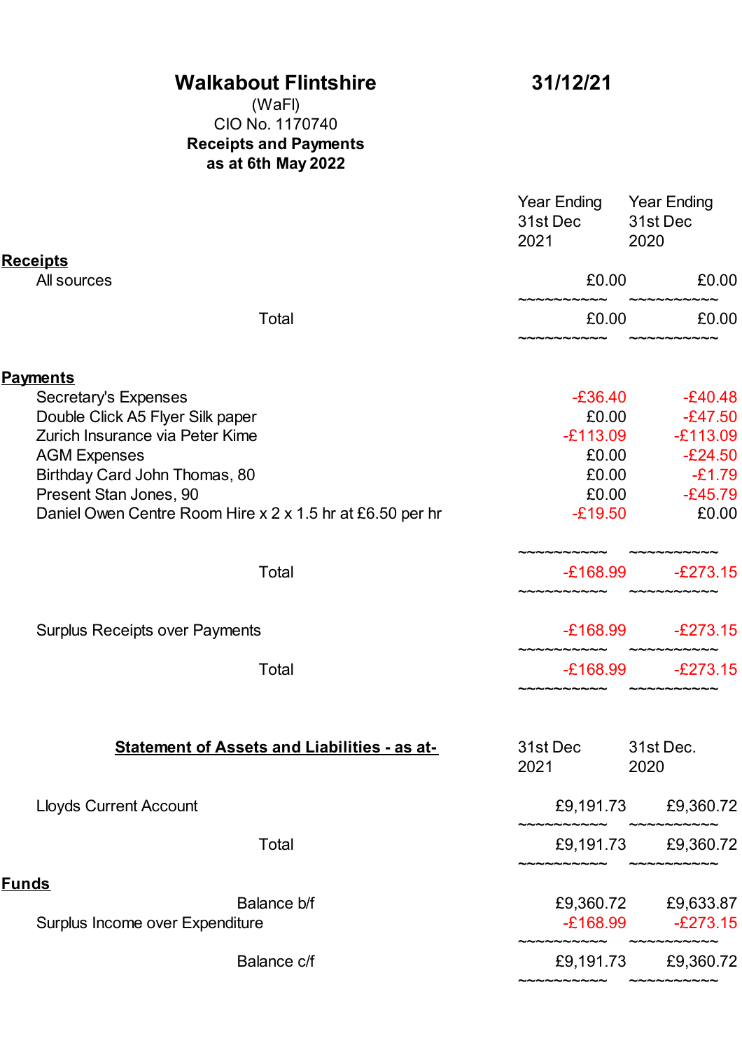# Walkabout Flintshire

31/12/21

(WaFl)

CIO No. 1170740

**Receipts and Payments**

**as at 6th May 2022**

| | Year Ending 31st Dec 2021 | Year Ending 31st Dec 2020 |
|---|---|---|
| **Receipts** | | |
| All sources | £0.00 | £0.00 |
| Total | £0.00 | £0.00 |
| **Payments** | | |
| Secretary's Expenses | -£36.40 | -£40.48 |
| Double Click A5 Flyer Silk paper | £0.00 | -£47.50 |
| Zurich Insurance via Peter Kime | -£113.09 | -£113.09 |
| AGM Expenses | £0.00 | -£24.50 |
| Birthday Card John Thomas, 80 | £0.00 | -£1.79 |
| Present Stan Jones, 90 | £0.00 | -£45.79 |
| Daniel Owen Centre Room Hire x 2 x 1.5 hr at £6.50 per hr | -£19.50 | £0.00 |
| Total | -£168.99 | -£273.15 |
| Surplus Receipts over Payments | -£168.99 | -£273.15 |
| Total | -£168.99 | -£273.15 |

| **Statement of Assets and Liabilities - as at-** | 31st Dec 2021 | 31st Dec. 2020 |
|---|---|---|
| Lloyds Current Account | £9,191.73 | £9,360.72 |
| Total | £9,191.73 | £9,360.72 |
| **Funds** | | |
| Balance b/f | £9,360.72 | £9,633.87 |
| Surplus Income over Expenditure | -£168.99 | -£273.15 |
| Balance c/f | £9,191.73 | £9,360.72 |